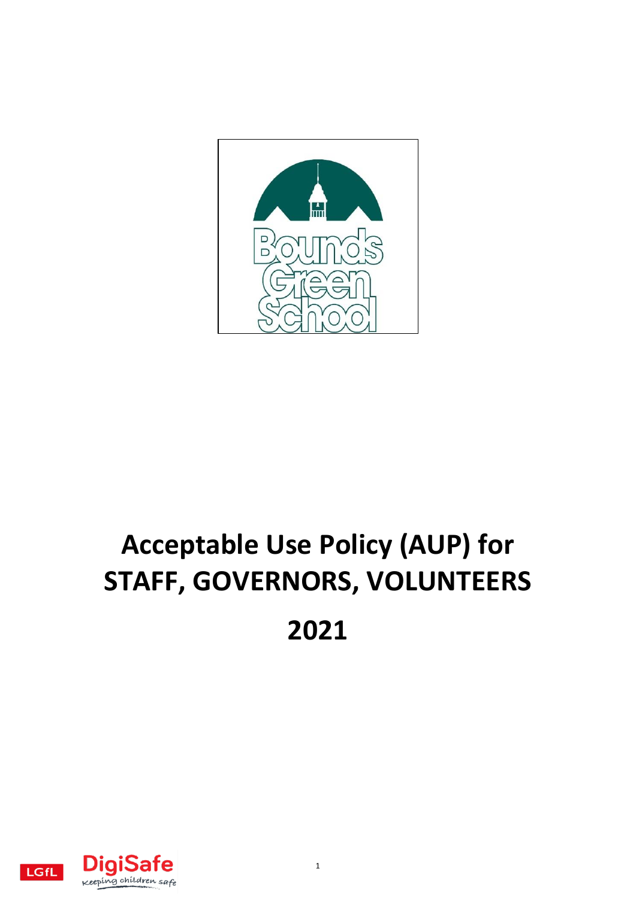# Acceptable Use Policy (AUP) for STAFF, GOVERNORS, VOLUNTEERS

# 2021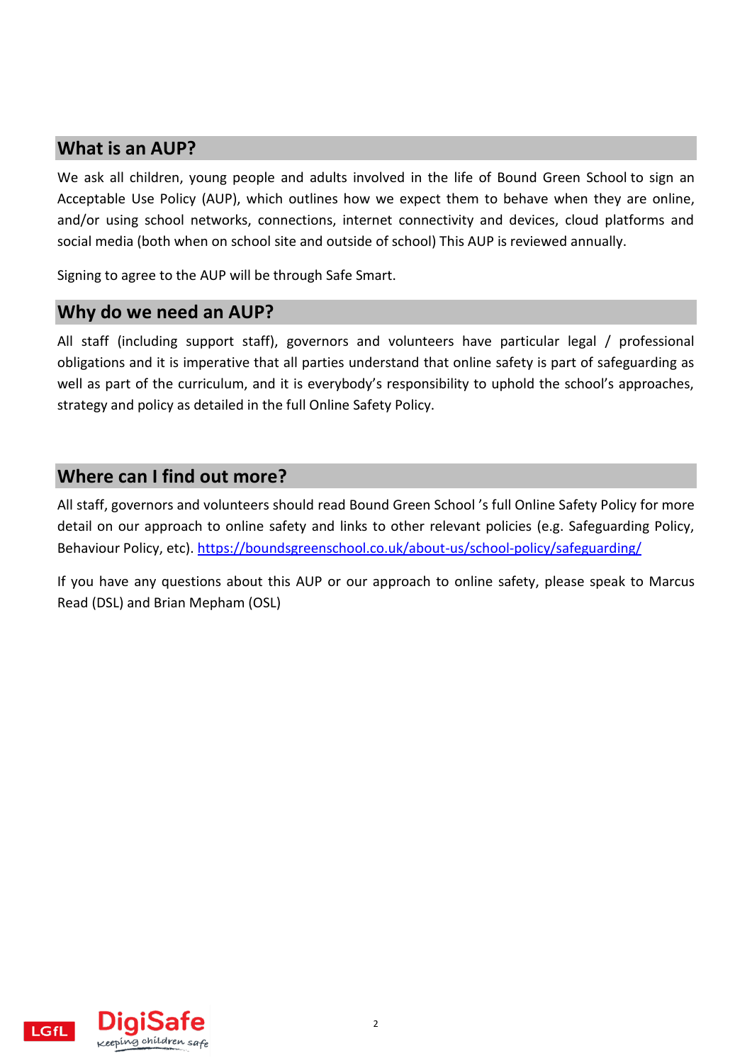## What is an AUP?

We ask all children, young people and adults involved in the life of Bound Green School to sign an Acceptable Use Policy (AUP), which outlines how we expect them to behave when they are online, and/or using school networks, connections, internet connectivity and devices, cloud platforms and social media (both when on school site and outside of school) This AUP is reviewed annually.

Signing to agree to the AUP will be through Safe Smart.

## Why do we need an AUP?

All staff (including support staff), governors and volunteers have particular legal / professional obligations and it is imperative that all parties understand that online safety is part of safeguarding as well as part of the curriculum, and it is everybody's responsibility to uphold the school's approaches, strategy and policy as detailed in the full Online Safety Policy.

## Where can I find out more?

All staff, governors and volunteers should read Bound Green School 's full Online Safety Policy for more detail on our approach to online safety and links to other relevant policies (e.g. Safeguarding Policy, Behaviour Policy, etc). [https://boundsgreenschool.co.uk/about-us/school-policy/safeguarding/](https://boundsgreenschool.co.uk/about-us/school-policy/safeguarding/)

If you have any questions about this AUP or our approach to online safety, please speak to Marcus Read (DSL) and Brian Mepham (OSL)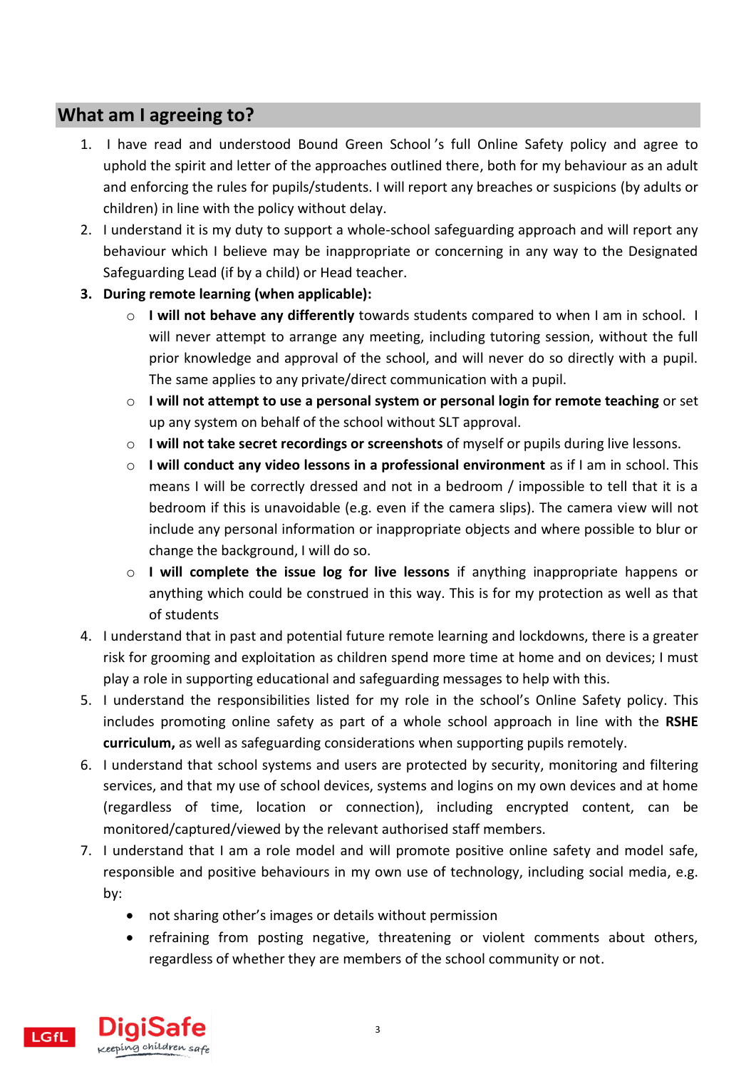## What am I agreeing to?

1. I have read and understood Bound Green School's full Online Safety policy and agree to uphold the spirit and letter of the approaches outlined there, both for my behaviour as an adult and enforcing the rules for pupils/students. I will report any breaches or suspicions (by adults or children) in line with the policy without delay.
2. I understand it is my duty to support a whole-school safeguarding approach and will report any behaviour which I believe may be inappropriate or concerning in any way to the Designated Safeguarding Lead (if by a child) or Head teacher.
3. **During remote learning (when applicable):**
    - **I will not behave any differently** towards students compared to when I am in school. I will never attempt to arrange any meeting, including tutoring session, without the full prior knowledge and approval of the school, and will never do so directly with a pupil. The same applies to any private/direct communication with a pupil.
    - **I will not attempt to use a personal system or personal login for remote teaching** or set up any system on behalf of the school without SLT approval.
    - **I will not take secret recordings or screenshots** of myself or pupils during live lessons.
    - **I will conduct any video lessons in a professional environment** as if I am in school. This means I will be correctly dressed and not in a bedroom / impossible to tell that it is a bedroom if this is unavoidable (e.g. even if the camera slips). The camera view will not include any personal information or inappropriate objects and where possible to blur or change the background, I will do so.
    - **I will complete the issue log for live lessons** if anything inappropriate happens or anything which could be construed in this way. This is for my protection as well as that of students
4. I understand that in past and potential future remote learning and lockdowns, there is a greater risk for grooming and exploitation as children spend more time at home and on devices; I must play a role in supporting educational and safeguarding messages to help with this.
5. I understand the responsibilities listed for my role in the school's Online Safety policy. This includes promoting online safety as part of a whole school approach in line with the **RSHE curriculum,** as well as safeguarding considerations when supporting pupils remotely.
6. I understand that school systems and users are protected by security, monitoring and filtering services, and that my use of school devices, systems and logins on my own devices and at home (regardless of time, location or connection), including encrypted content, can be monitored/captured/viewed by the relevant authorised staff members.
7. I understand that I am a role model and will promote positive online safety and model safe, responsible and positive behaviours in my own use of technology, including social media, e.g. by:
    - not sharing other's images or details without permission
    - refraining from posting negative, threatening or violent comments about others, regardless of whether they are members of the school community or not.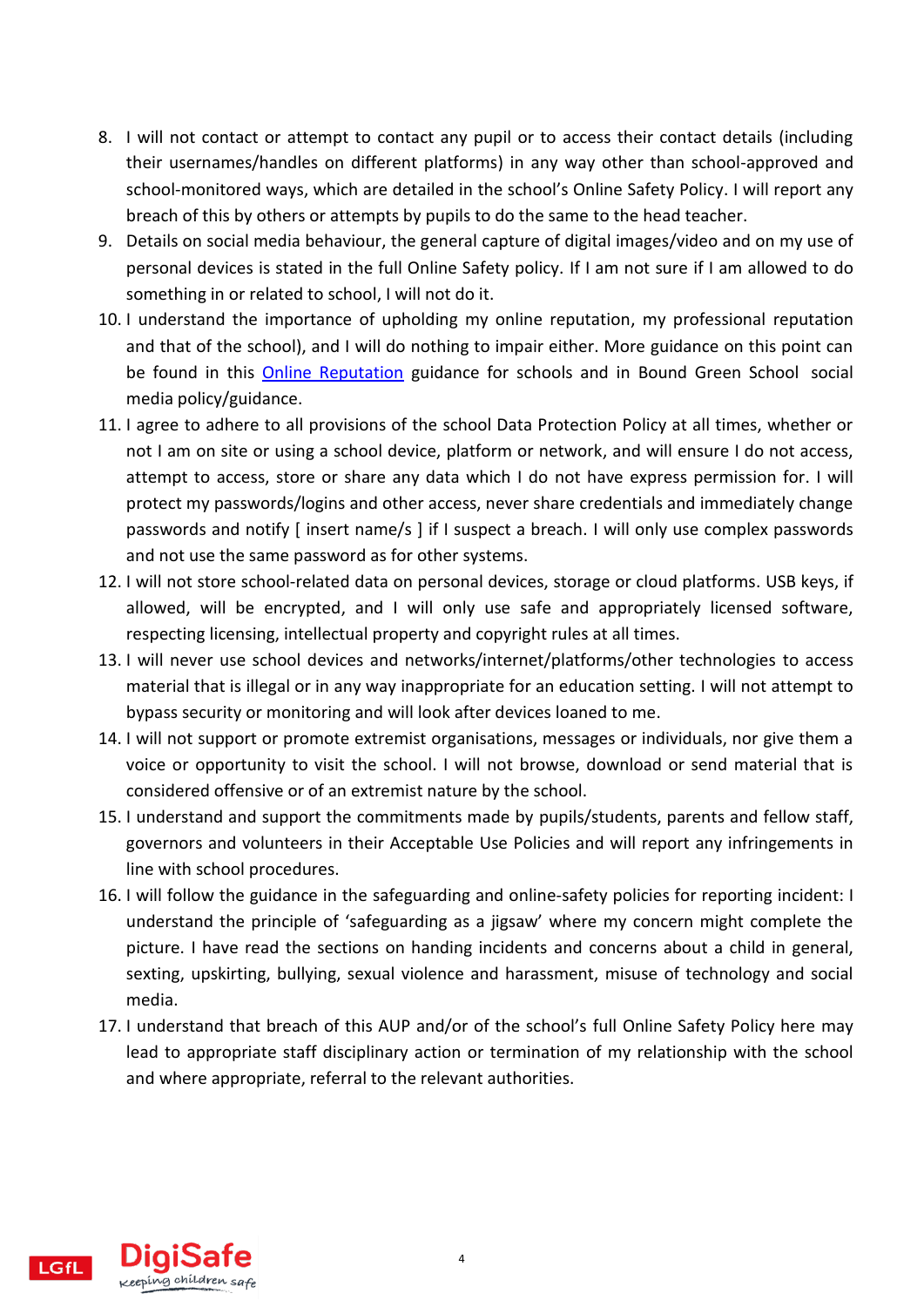8. I will not contact or attempt to contact any pupil or to access their contact details (including their usernames/handles on different platforms) in any way other than school-approved and school-monitored ways, which are detailed in the school's Online Safety Policy. I will report any breach of this by others or attempts by pupils to do the same to the head teacher.
9. Details on social media behaviour, the general capture of digital images/video and on my use of personal devices is stated in the full Online Safety policy. If I am not sure if I am allowed to do something in or related to school, I will not do it.
10. I understand the importance of upholding my online reputation, my professional reputation and that of the school), and I will do nothing to impair either. More guidance on this point can be found in this [Online Reputation] guidance for schools and in Bound Green School social media policy/guidance.
11. I agree to adhere to all provisions of the school Data Protection Policy at all times, whether or not I am on site or using a school device, platform or network, and will ensure I do not access, attempt to access, store or share any data which I do not have express permission for. I will protect my passwords/logins and other access, never share credentials and immediately change passwords and notify [ insert name/s ] if I suspect a breach. I will only use complex passwords and not use the same password as for other systems.
12. I will not store school-related data on personal devices, storage or cloud platforms. USB keys, if allowed, will be encrypted, and I will only use safe and appropriately licensed software, respecting licensing, intellectual property and copyright rules at all times.
13. I will never use school devices and networks/internet/platforms/other technologies to access material that is illegal or in any way inappropriate for an education setting. I will not attempt to bypass security or monitoring and will look after devices loaned to me.
14. I will not support or promote extremist organisations, messages or individuals, nor give them a voice or opportunity to visit the school. I will not browse, download or send material that is considered offensive or of an extremist nature by the school.
15. I understand and support the commitments made by pupils/students, parents and fellow staff, governors and volunteers in their Acceptable Use Policies and will report any infringements in line with school procedures.
16. I will follow the guidance in the safeguarding and online-safety policies for reporting incident: I understand the principle of 'safeguarding as a jigsaw' where my concern might complete the picture. I have read the sections on handing incidents and concerns about a child in general, sexting, upskirting, bullying, sexual violence and harassment, misuse of technology and social media.
17. I understand that breach of this AUP and/or of the school's full Online Safety Policy here may lead to appropriate staff disciplinary action or termination of my relationship with the school and where appropriate, referral to the relevant authorities.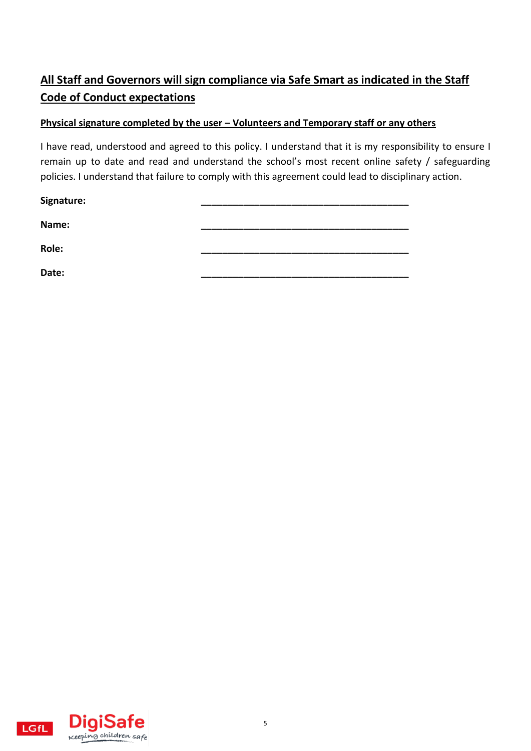## All Staff and Governors will sign compliance via Safe Smart as indicated in the Staff Code of Conduct expectations

### Physical signature completed by the user – Volunteers and Temporary staff or any others

I have read, understood and agreed to this policy. I understand that it is my responsibility to ensure I remain up to date and read and understand the school's most recent online safety / safeguarding policies. I understand that failure to comply with this agreement could lead to disciplinary action.

**Signature:** ________________________________________

**Name:** ________________________________________

**Role:** ________________________________________

**Date:** ________________________________________